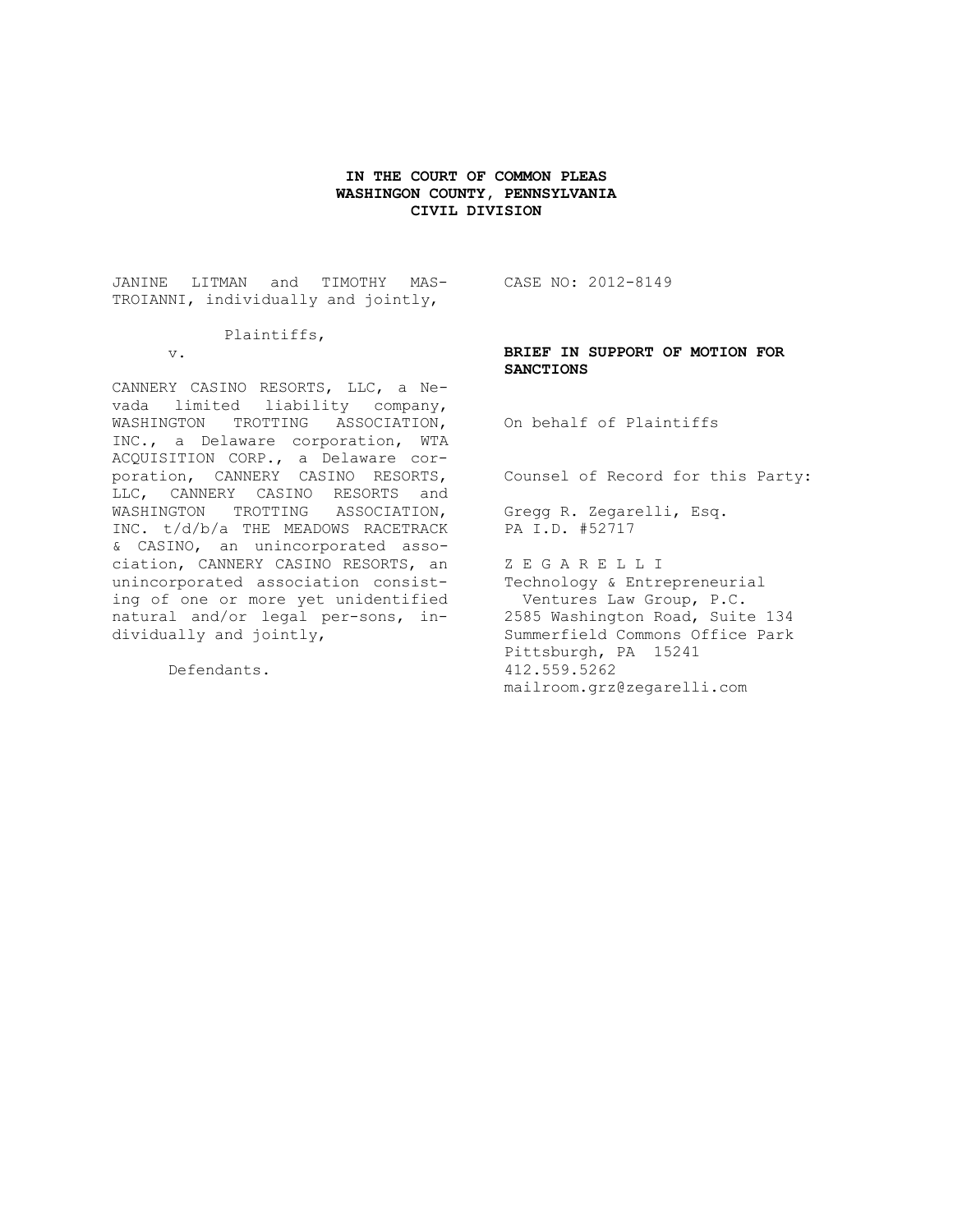**IN THE COURT OF COMMON PLEAS**
**WASHINGON COUNTY, PENNSYLVANIA**
**CIVIL DIVISION**

JANINE LITMAN and TIMOTHY MASTROIANNI, individually and jointly,

Plaintiffs,

v.

CANNERY CASINO RESORTS, LLC, a Nevada limited liability company, WASHINGTON TROTTING ASSOCIATION, INC., a Delaware corporation, WTA ACQUISITION CORP., a Delaware corporation, CANNERY CASINO RESORTS, LLC, CANNERY CASINO RESORTS and WASHINGTON TROTTING ASSOCIATION, INC. t/d/b/a THE MEADOWS RACETRACK & CASINO, an unincorporated association, CANNERY CASINO RESORTS, an unincorporated association consisting of one or more yet unidentified natural and/or legal per-sons, individually and jointly,

Defendants.

CASE NO: 2012-8149

**BRIEF IN SUPPORT OF MOTION FOR SANCTIONS**

On behalf of Plaintiffs

Counsel of Record for this Party:

Gregg R. Zegarelli, Esq.
PA I.D. #52717

Z E G A R E L L I
Technology & Entrepreneurial
Ventures Law Group, P.C.
2585 Washington Road, Suite 134
Summerfield Commons Office Park
Pittsburgh, PA 15241
412.559.5262
mailroom.grz@zegarelli.com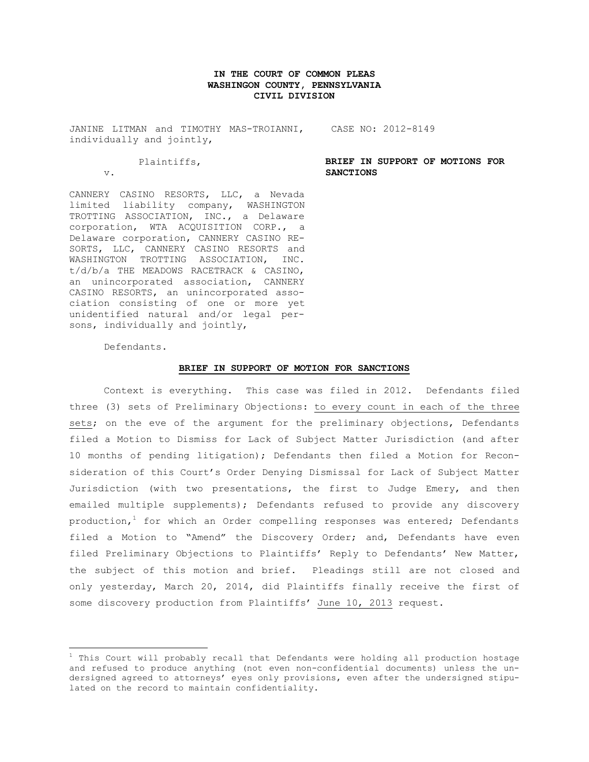**IN THE COURT OF COMMON PLEAS**
**WASHINGTON COUNTY, PENNSYLVANIA**
**CIVIL DIVISION**

JANINE LITMAN and TIMOTHY MAS-TROIANNI, individually and jointly,

Plaintiffs,

v.

CANNERY CASINO RESORTS, LLC, a Nevada limited liability company, WASHINGTON TROTTING ASSOCIATION, INC., a Delaware corporation, WTA ACQUISITION CORP., a Delaware corporation, CANNERY CASINO RESORTS, LLC, CANNERY CASINO RESORTS and WASHINGTON TROTTING ASSOCIATION, INC. t/d/b/a THE MEADOWS RACETRACK & CASINO, an unincorporated association, CANNERY CASINO RESORTS, an unincorporated association consisting of one or more yet unidentified natural and/or legal persons, individually and jointly,

Defendants.

CASE NO: 2012-8149

**BRIEF IN SUPPORT OF MOTIONS FOR SANCTIONS**

## BRIEF IN SUPPORT OF MOTION FOR SANCTIONS

Context is everything. This case was filed in 2012. Defendants filed three (3) sets of Preliminary Objections: <u>to every count in each of the three sets</u>; on the eve of the argument for the preliminary objections, Defendants filed a Motion to Dismiss for Lack of Subject Matter Jurisdiction (and after 10 months of pending litigation); Defendants then filed a Motion for Reconsideration of this Court's Order Denying Dismissal for Lack of Subject Matter Jurisdiction (with two presentations, the first to Judge Emery, and then emailed multiple supplements); Defendants refused to provide any discovery production,[1] for which an Order compelling responses was entered; Defendants filed a Motion to "Amend" the Discovery Order; and, Defendants have even filed Preliminary Objections to Plaintiffs' Reply to Defendants' New Matter, the subject of this motion and brief. Pleadings still are not closed and only yesterday, March 20, 2014, did Plaintiffs finally receive the first of some discovery production from Plaintiffs' <u>June 10, 2013</u> request.

---

[1] This Court will probably recall that Defendants were holding all production hostage and refused to produce anything (not even non-confidential documents) unless the undersigned agreed to attorneys' eyes only provisions, even after the undersigned stipulated on the record to maintain confidentiality.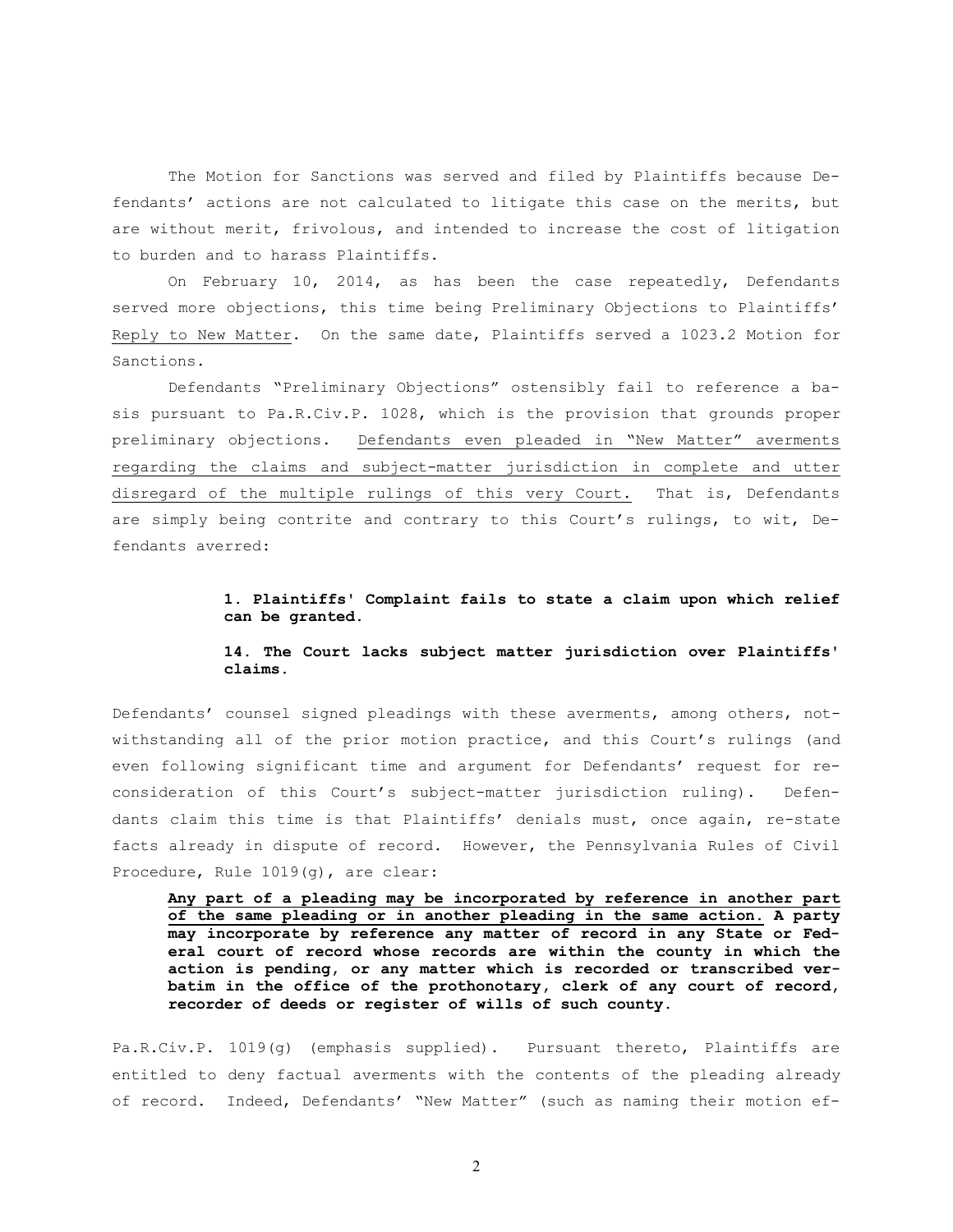The Motion for Sanctions was served and filed by Plaintiffs because Defendants' actions are not calculated to litigate this case on the merits, but are without merit, frivolous, and intended to increase the cost of litigation to burden and to harass Plaintiffs.

On February 10, 2014, as has been the case repeatedly, Defendants served more objections, this time being Preliminary Objections to Plaintiffs' Reply to New Matter. On the same date, Plaintiffs served a 1023.2 Motion for Sanctions.

Defendants "Preliminary Objections" ostensibly fail to reference a basis pursuant to Pa.R.Civ.P. 1028, which is the provision that grounds proper preliminary objections. Defendants even pleaded in "New Matter" averments regarding the claims and subject-matter jurisdiction in complete and utter disregard of the multiple rulings of this very Court. That is, Defendants are simply being contrite and contrary to this Court's rulings, to wit, Defendants averred:

> **1. Plaintiffs' Complaint fails to state a claim upon which relief can be granted.**
>
> **14. The Court lacks subject matter jurisdiction over Plaintiffs' claims.**

Defendants' counsel signed pleadings with these averments, among others, notwithstanding all of the prior motion practice, and this Court's rulings (and even following significant time and argument for Defendants' request for reconsideration of this Court's subject-matter jurisdiction ruling). Defendants claim this time is that Plaintiffs' denials must, once again, re-state facts already in dispute of record. However, the Pennsylvania Rules of Civil Procedure, Rule 1019(g), are clear:

> **Any part of a pleading may be incorporated by reference in another part of the same pleading or in another pleading in the same action. A party may incorporate by reference any matter of record in any State or Federal court of record whose records are within the county in which the action is pending, or any matter which is recorded or transcribed verbatim in the office of the prothonotary, clerk of any court of record, recorder of deeds or register of wills of such county.**

Pa.R.Civ.P. 1019(g) (emphasis supplied). Pursuant thereto, Plaintiffs are entitled to deny factual averments with the contents of the pleading already of record. Indeed, Defendants' "New Matter" (such as naming their motion ef-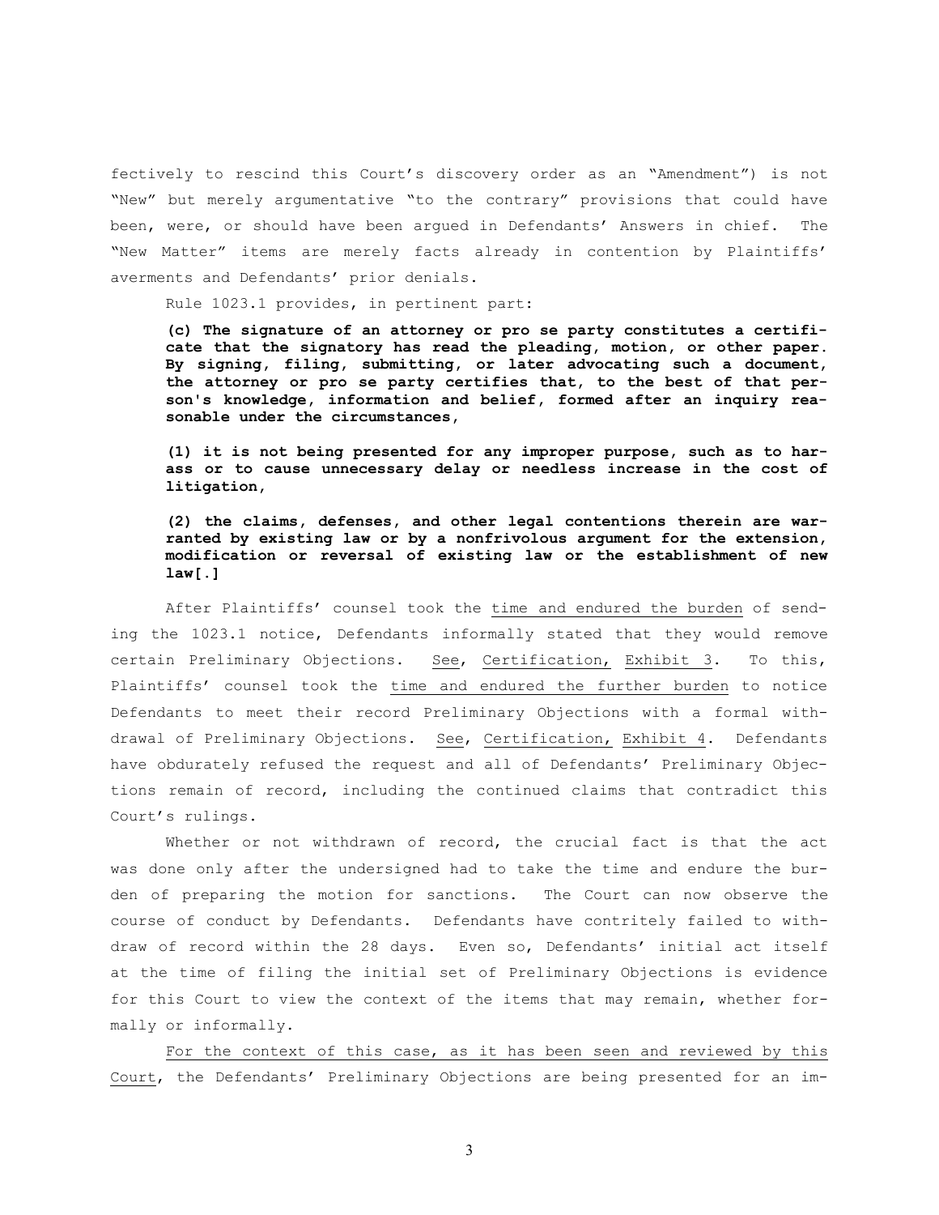fectively to rescind this Court's discovery order as an "Amendment") is not "New" but merely argumentative "to the contrary" provisions that could have been, were, or should have been argued in Defendants' Answers in chief. The "New Matter" items are merely facts already in contention by Plaintiffs' averments and Defendants' prior denials.

Rule 1023.1 provides, in pertinent part:

> **(c) The signature of an attorney or pro se party constitutes a certificate that the signatory has read the pleading, motion, or other paper. By signing, filing, submitting, or later advocating such a document, the attorney or pro se party certifies that, to the best of that person's knowledge, information and belief, formed after an inquiry reasonable under the circumstances,**
>
> **(1) it is not being presented for any improper purpose, such as to harass or to cause unnecessary delay or needless increase in the cost of litigation,**
>
> **(2) the claims, defenses, and other legal contentions therein are warranted by existing law or by a nonfrivolous argument for the extension, modification or reversal of existing law or the establishment of new law[.]**

After Plaintiffs' counsel took the <u>time and endured the burden</u> of sending the 1023.1 notice, Defendants informally stated that they would remove certain Preliminary Objections. <u>See</u>, <u>Certification,</u> <u>Exhibit 3</u>. To this, Plaintiffs' counsel took the <u>time and endured the further burden</u> to notice Defendants to meet their record Preliminary Objections with a formal withdrawal of Preliminary Objections. <u>See</u>, <u>Certification,</u> <u>Exhibit 4</u>. Defendants have obdurately refused the request and all of Defendants' Preliminary Objections remain of record, including the continued claims that contradict this Court's rulings.

Whether or not withdrawn of record, the crucial fact is that the act was done only after the undersigned had to take the time and endure the burden of preparing the motion for sanctions. The Court can now observe the course of conduct by Defendants. Defendants have contritely failed to withdraw of record within the 28 days. Even so, Defendants' initial act itself at the time of filing the initial set of Preliminary Objections is evidence for this Court to view the context of the items that may remain, whether formally or informally.

<u>For the context of this case, as it has been seen and reviewed by this Court</u>, the Defendants' Preliminary Objections are being presented for an im-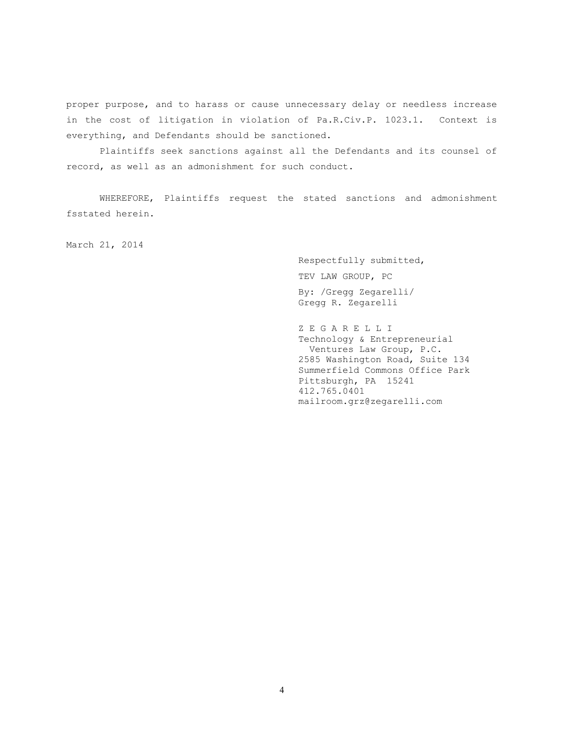proper purpose, and to harass or cause unnecessary delay or needless increase in the cost of litigation in violation of Pa.R.Civ.P. 1023.1. Context is everything, and Defendants should be sanctioned.

Plaintiffs seek sanctions against all the Defendants and its counsel of record, as well as an admonishment for such conduct.

WHEREFORE, Plaintiffs request the stated sanctions and admonishment fsstated herein.

March 21, 2014

Respectfully submitted,

TEV LAW GROUP, PC

By: /Gregg Zegarelli/
Gregg R. Zegarelli

Z E G A R E L L I
Technology & Entrepreneurial
Ventures Law Group, P.C.
2585 Washington Road, Suite 134
Summerfield Commons Office Park
Pittsburgh, PA 15241
412.765.0401
mailroom.grz@zegarelli.com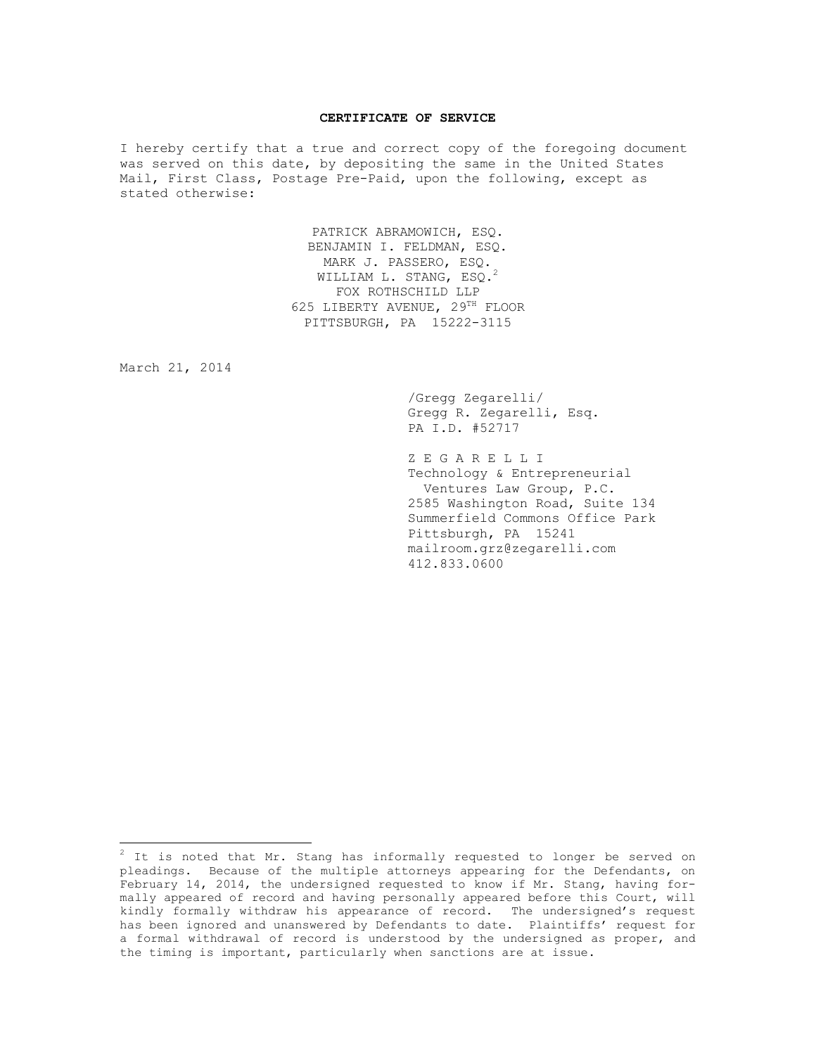**CERTIFICATE OF SERVICE**

I hereby certify that a true and correct copy of the foregoing document was served on this date, by depositing the same in the United States Mail, First Class, Postage Pre-Paid, upon the following, except as stated otherwise:

PATRICK ABRAMOWICH, ESQ.
BENJAMIN I. FELDMAN, ESQ.
MARK J. PASSERO, ESQ.
WILLIAM L. STANG, ESQ.[2]
FOX ROTHSCHILD LLP
625 LIBERTY AVENUE, 29TH FLOOR
PITTSBURGH, PA 15222-3115

March 21, 2014

/Gregg Zegarelli/
Gregg R. Zegarelli, Esq.
PA I.D. #52717

Z E G A R E L L I
Technology & Entrepreneurial
Ventures Law Group, P.C.
2585 Washington Road, Suite 134
Summerfield Commons Office Park
Pittsburgh, PA 15241
mailroom.grz@zegarelli.com
412.833.0600

---

[2] It is noted that Mr. Stang has informally requested to longer be served on pleadings. Because of the multiple attorneys appearing for the Defendants, on February 14, 2014, the undersigned requested to know if Mr. Stang, having formally appeared of record and having personally appeared before this Court, will kindly formally withdraw his appearance of record. The undersigned's request has been ignored and unanswered by Defendants to date. Plaintiffs' request for a formal withdrawal of record is understood by the undersigned as proper, and the timing is important, particularly when sanctions are at issue.